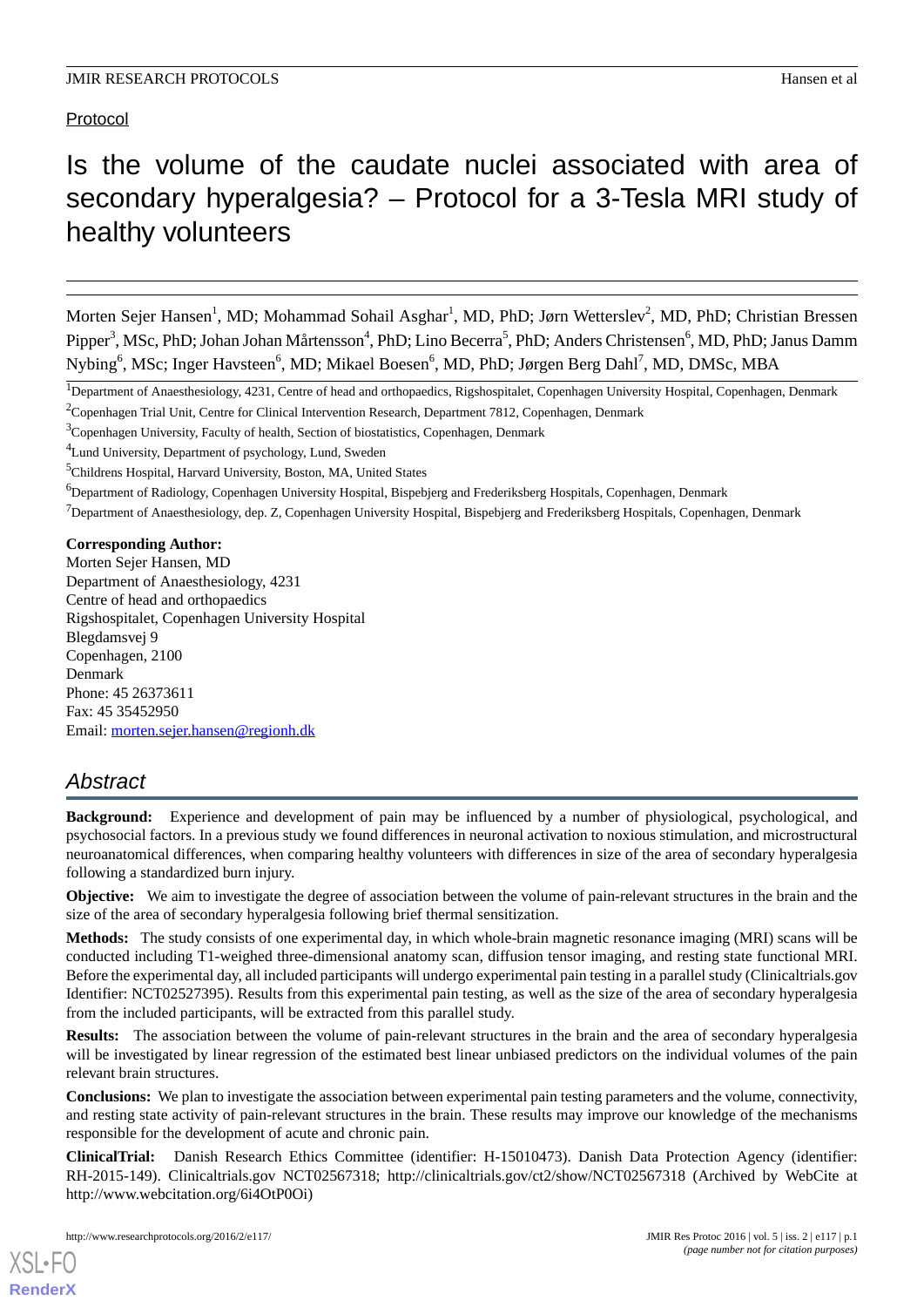Protocol

# Is the volume of the caudate nuclei associated with area of secondary hyperalgesia? – Protocol for a 3-Tesla MRI study of healthy volunteers

Morten Sejer Hansen[1], MD; Mohammad Sohail Asghar[1], MD, PhD; Jørn Wetterslev[2], MD, PhD; Christian Bressen Pipper[3], MSc, PhD; Johan Johan Mårtensson[4], PhD; Lino Becerra[5], PhD; Anders Christensen[6], MD, PhD; Janus Damm Nybing[6], MSc; Inger Havsteen[6], MD; Mikael Boesen[6], MD, PhD; Jørgen Berg Dahl[7], MD, DMSc, MBA

[1]Department of Anaesthesiology, 4231, Centre of head and orthopaedics, Rigshospitalet, Copenhagen University Hospital, Copenhagen, Denmark

[2]Copenhagen Trial Unit, Centre for Clinical Intervention Research, Department 7812, Copenhagen, Denmark

[3]Copenhagen University, Faculty of health, Section of biostatistics, Copenhagen, Denmark

[4]Lund University, Department of psychology, Lund, Sweden

[5]Childrens Hospital, Harvard University, Boston, MA, United States

[6]Department of Radiology, Copenhagen University Hospital, Bispebjerg and Frederiksberg Hospitals, Copenhagen, Denmark

[7]Department of Anaesthesiology, dep. Z, Copenhagen University Hospital, Bispebjerg and Frederiksberg Hospitals, Copenhagen, Denmark

**Corresponding Author:**
Morten Sejer Hansen, MD
Department of Anaesthesiology, 4231
Centre of head and orthopaedics
Rigshospitalet, Copenhagen University Hospital
Blegdamsvej 9
Copenhagen, 2100
Denmark
Phone: 45 26373611
Fax: 45 35452950
Email: morten.sejer.hansen@regionh.dk

## Abstract

**Background:** Experience and development of pain may be influenced by a number of physiological, psychological, and psychosocial factors. In a previous study we found differences in neuronal activation to noxious stimulation, and microstructural neuroanatomical differences, when comparing healthy volunteers with differences in size of the area of secondary hyperalgesia following a standardized burn injury.

**Objective:** We aim to investigate the degree of association between the volume of pain-relevant structures in the brain and the size of the area of secondary hyperalgesia following brief thermal sensitization.

**Methods:** The study consists of one experimental day, in which whole-brain magnetic resonance imaging (MRI) scans will be conducted including T1-weighed three-dimensional anatomy scan, diffusion tensor imaging, and resting state functional MRI. Before the experimental day, all included participants will undergo experimental pain testing in a parallel study (Clinicaltrials.gov Identifier: NCT02527395). Results from this experimental pain testing, as well as the size of the area of secondary hyperalgesia from the included participants, will be extracted from this parallel study.

**Results:** The association between the volume of pain-relevant structures in the brain and the area of secondary hyperalgesia will be investigated by linear regression of the estimated best linear unbiased predictors on the individual volumes of the pain relevant brain structures.

**Conclusions:** We plan to investigate the association between experimental pain testing parameters and the volume, connectivity, and resting state activity of pain-relevant structures in the brain. These results may improve our knowledge of the mechanisms responsible for the development of acute and chronic pain.

**ClinicalTrial:** Danish Research Ethics Committee (identifier: H-15010473). Danish Data Protection Agency (identifier: RH-2015-149). Clinicaltrials.gov NCT02567318; http://clinicaltrials.gov/ct2/show/NCT02567318 (Archived by WebCite at http://www.webcitation.org/6i4OtP0Oi)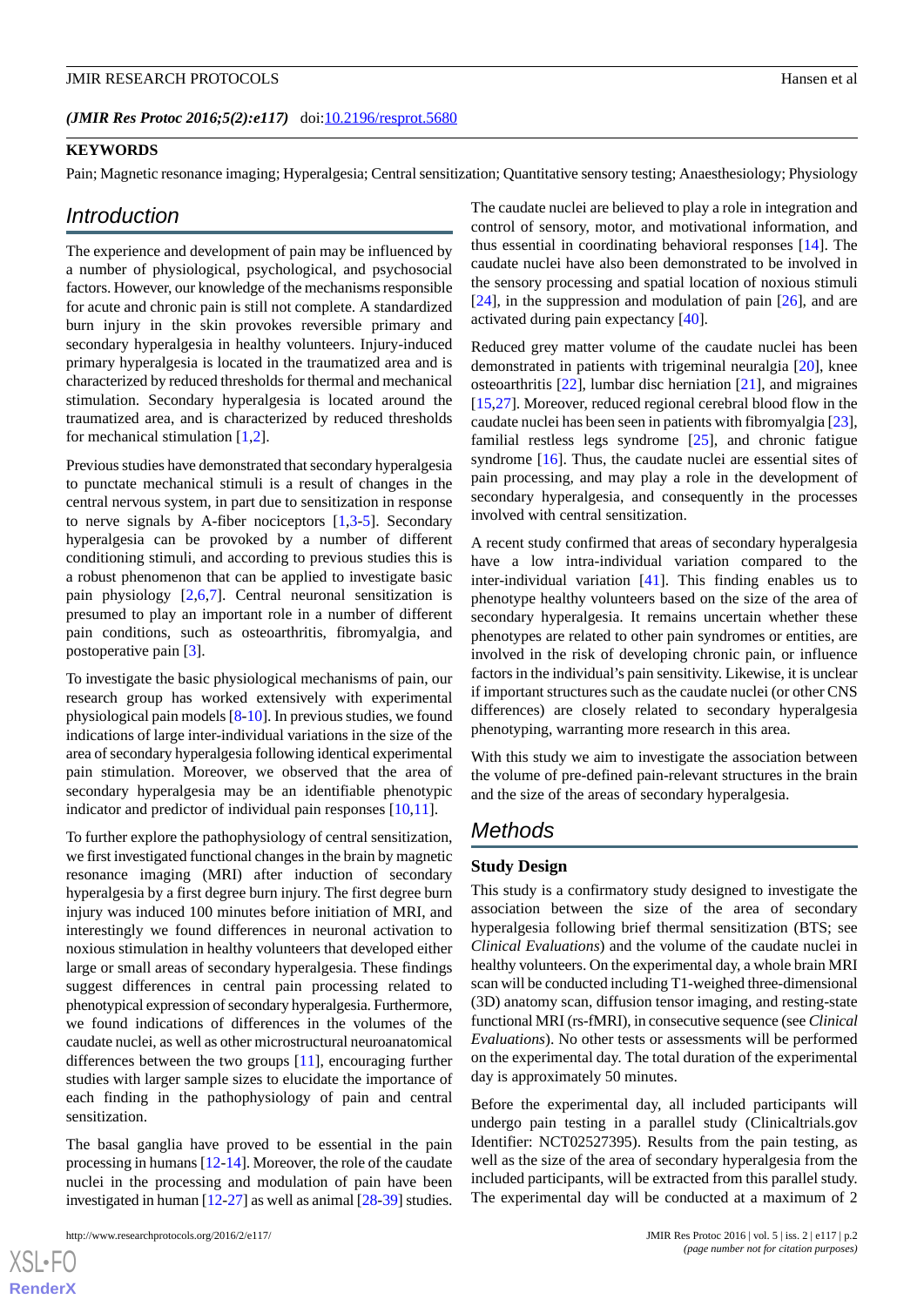(*JMIR Res Protoc 2016;5(2):e117*) doi:10.2196/resprot.5680

## KEYWORDS

Pain; Magnetic resonance imaging; Hyperalgesia; Central sensitization; Quantitative sensory testing; Anaesthesiology; Physiology

## Introduction

The experience and development of pain may be influenced by a number of physiological, psychological, and psychosocial factors. However, our knowledge of the mechanisms responsible for acute and chronic pain is still not complete. A standardized burn injury in the skin provokes reversible primary and secondary hyperalgesia in healthy volunteers. Injury-induced primary hyperalgesia is located in the traumatized area and is characterized by reduced thresholds for thermal and mechanical stimulation. Secondary hyperalgesia is located around the traumatized area, and is characterized by reduced thresholds for mechanical stimulation [1,2].

Previous studies have demonstrated that secondary hyperalgesia to punctate mechanical stimuli is a result of changes in the central nervous system, in part due to sensitization in response to nerve signals by A-fiber nociceptors [1,3-5]. Secondary hyperalgesia can be provoked by a number of different conditioning stimuli, and according to previous studies this is a robust phenomenon that can be applied to investigate basic pain physiology [2,6,7]. Central neuronal sensitization is presumed to play an important role in a number of different pain conditions, such as osteoarthritis, fibromyalgia, and postoperative pain [3].

To investigate the basic physiological mechanisms of pain, our research group has worked extensively with experimental physiological pain models [8-10]. In previous studies, we found indications of large inter-individual variations in the size of the area of secondary hyperalgesia following identical experimental pain stimulation. Moreover, we observed that the area of secondary hyperalgesia may be an identifiable phenotypic indicator and predictor of individual pain responses [10,11].

To further explore the pathophysiology of central sensitization, we first investigated functional changes in the brain by magnetic resonance imaging (MRI) after induction of secondary hyperalgesia by a first degree burn injury. The first degree burn injury was induced 100 minutes before initiation of MRI, and interestingly we found differences in neuronal activation to noxious stimulation in healthy volunteers that developed either large or small areas of secondary hyperalgesia. These findings suggest differences in central pain processing related to phenotypical expression of secondary hyperalgesia. Furthermore, we found indications of differences in the volumes of the caudate nuclei, as well as other microstructural neuroanatomical differences between the two groups [11], encouraging further studies with larger sample sizes to elucidate the importance of each finding in the pathophysiology of pain and central sensitization.

The basal ganglia have proved to be essential in the pain processing in humans [12-14]. Moreover, the role of the caudate nuclei in the processing and modulation of pain have been investigated in human [12-27] as well as animal [28-39] studies. The caudate nuclei are believed to play a role in integration and control of sensory, motor, and motivational information, and thus essential in coordinating behavioral responses [14]. The caudate nuclei have also been demonstrated to be involved in the sensory processing and spatial location of noxious stimuli [24], in the suppression and modulation of pain [26], and are activated during pain expectancy [40].

Reduced grey matter volume of the caudate nuclei has been demonstrated in patients with trigeminal neuralgia [20], knee osteoarthritis [22], lumbar disc herniation [21], and migraines [15,27]. Moreover, reduced regional cerebral blood flow in the caudate nuclei has been seen in patients with fibromyalgia [23], familial restless legs syndrome [25], and chronic fatigue syndrome [16]. Thus, the caudate nuclei are essential sites of pain processing, and may play a role in the development of secondary hyperalgesia, and consequently in the processes involved with central sensitization.

A recent study confirmed that areas of secondary hyperalgesia have a low intra-individual variation compared to the inter-individual variation [41]. This finding enables us to phenotype healthy volunteers based on the size of the area of secondary hyperalgesia. It remains uncertain whether these phenotypes are related to other pain syndromes or entities, are involved in the risk of developing chronic pain, or influence factors in the individual's pain sensitivity. Likewise, it is unclear if important structures such as the caudate nuclei (or other CNS differences) are closely related to secondary hyperalgesia phenotyping, warranting more research in this area.

With this study we aim to investigate the association between the volume of pre-defined pain-relevant structures in the brain and the size of the areas of secondary hyperalgesia.

## Methods

### Study Design

This study is a confirmatory study designed to investigate the association between the size of the area of secondary hyperalgesia following brief thermal sensitization (BTS; see *Clinical Evaluations*) and the volume of the caudate nuclei in healthy volunteers. On the experimental day, a whole brain MRI scan will be conducted including T1-weighed three-dimensional (3D) anatomy scan, diffusion tensor imaging, and resting-state functional MRI (rs-fMRI), in consecutive sequence (see *Clinical Evaluations*). No other tests or assessments will be performed on the experimental day. The total duration of the experimental day is approximately 50 minutes.

Before the experimental day, all included participants will undergo pain testing in a parallel study (Clinicaltrials.gov Identifier: NCT02527395). Results from the pain testing, as well as the size of the area of secondary hyperalgesia from the included participants, will be extracted from this parallel study. The experimental day will be conducted at a maximum of 2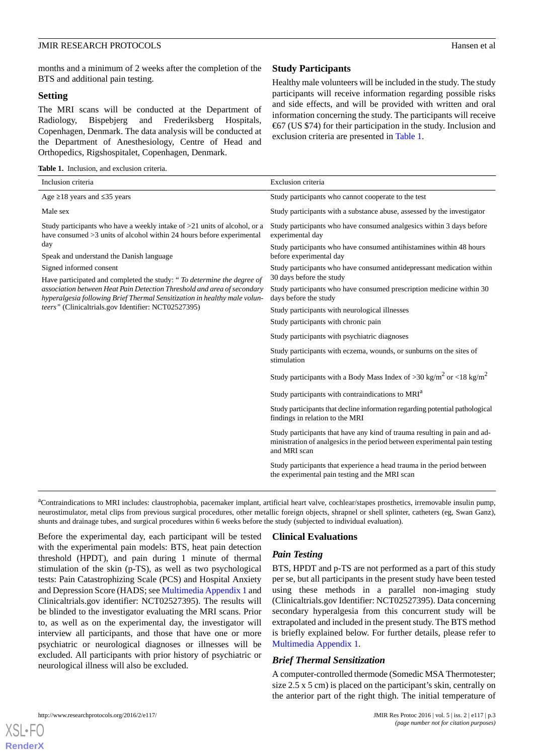months and a minimum of 2 weeks after the completion of the BTS and additional pain testing.

## Setting

The MRI scans will be conducted at the Department of Radiology, Bispebjerg and Frederiksberg Hospitals, Copenhagen, Denmark. The data analysis will be conducted at the Department of Anesthesiology, Centre of Head and Orthopedics, Rigshospitalet, Copenhagen, Denmark.

## Study Participants

Healthy male volunteers will be included in the study. The study participants will receive information regarding possible risks and side effects, and will be provided with written and oral information concerning the study. The participants will receive €67 (US $74) for their participation in the study. Inclusion and exclusion criteria are presented in Table 1.

**Table 1.** Inclusion, and exclusion criteria.

| Inclusion criteria | Exclusion criteria |
|---|---|
| Age ≥18 years and ≤35 years | Study participants who cannot cooperate to the test |
| Male sex | Study participants with a substance abuse, assessed by the investigator |
| Study participants who have a weekly intake of >21 units of alcohol, or a have consumed >3 units of alcohol within 24 hours before experimental day | Study participants who have consumed analgesics within 3 days before experimental day |
| Speak and understand the Danish language | Study participants who have consumed antihistamines within 48 hours before experimental day |
| Signed informed consent | Study participants who have consumed antidepressant medication within 30 days before the study |
| Have participated and completed the study: "*To determine the degree of association between Heat Pain Detection Threshold and area of secondary hyperalgesia following Brief Thermal Sensitization in healthy male volunteers*" (Clinicaltrials.gov Identifier: NCT02527395) | Study participants who have consumed prescription medicine within 30 days before the study |
| | Study participants with neurological illnesses |
| | Study participants with chronic pain |
| | Study participants with psychiatric diagnoses |
| | Study participants with eczema, wounds, or sunburns on the sites of stimulation |
| | Study participants with a Body Mass Index of >30 kg/m$^2$ or <18 kg/m$^2$ |
| | Study participants with contraindications to MRI[a] |
| | Study participants that decline information regarding potential pathological findings in relation to the MRI |
| | Study participants that have any kind of trauma resulting in pain and administration of analgesics in the period between experimental pain testing and MRI scan |
| | Study participants that experience a head trauma in the period between the experimental pain testing and the MRI scan |

[a]Contraindications to MRI includes: claustrophobia, pacemaker implant, artificial heart valve, cochlear/stapes prosthetics, irremovable insulin pump, neurostimulator, metal clips from previous surgical procedures, other metallic foreign objects, shrapnel or shell splinter, catheters (eg, Swan Ganz), shunts and drainage tubes, and surgical procedures within 6 weeks before the study (subjected to individual evaluation).

Before the experimental day, each participant will be tested with the experimental pain models: BTS, heat pain detection threshold (HPDT), and pain during 1 minute of thermal stimulation of the skin (p-TS), as well as two psychological tests: Pain Catastrophizing Scale (PCS) and Hospital Anxiety and Depression Score (HADS; see Multimedia Appendix 1 and Clinicaltrials.gov identifier: NCT02527395). The results will be blinded to the investigator evaluating the MRI scans. Prior to, as well as on the experimental day, the investigator will interview all participants, and those that have one or more psychiatric or neurological diagnoses or illnesses will be excluded. All participants with prior history of psychiatric or neurological illness will also be excluded.

## Clinical Evaluations

### Pain Testing

BTS, HPDT and p-TS are not performed as a part of this study per se, but all participants in the present study have been tested using these methods in a parallel non-imaging study (Clinicaltrials.gov Identifier: NCT02527395). Data concerning secondary hyperalgesia from this concurrent study will be extrapolated and included in the present study. The BTS method is briefly explained below. For further details, please refer to Multimedia Appendix 1.

### Brief Thermal Sensitization

A computer-controlled thermode (Somedic MSA Thermotester; size 2.5 x 5 cm) is placed on the participant's skin, centrally on the anterior part of the right thigh. The initial temperature of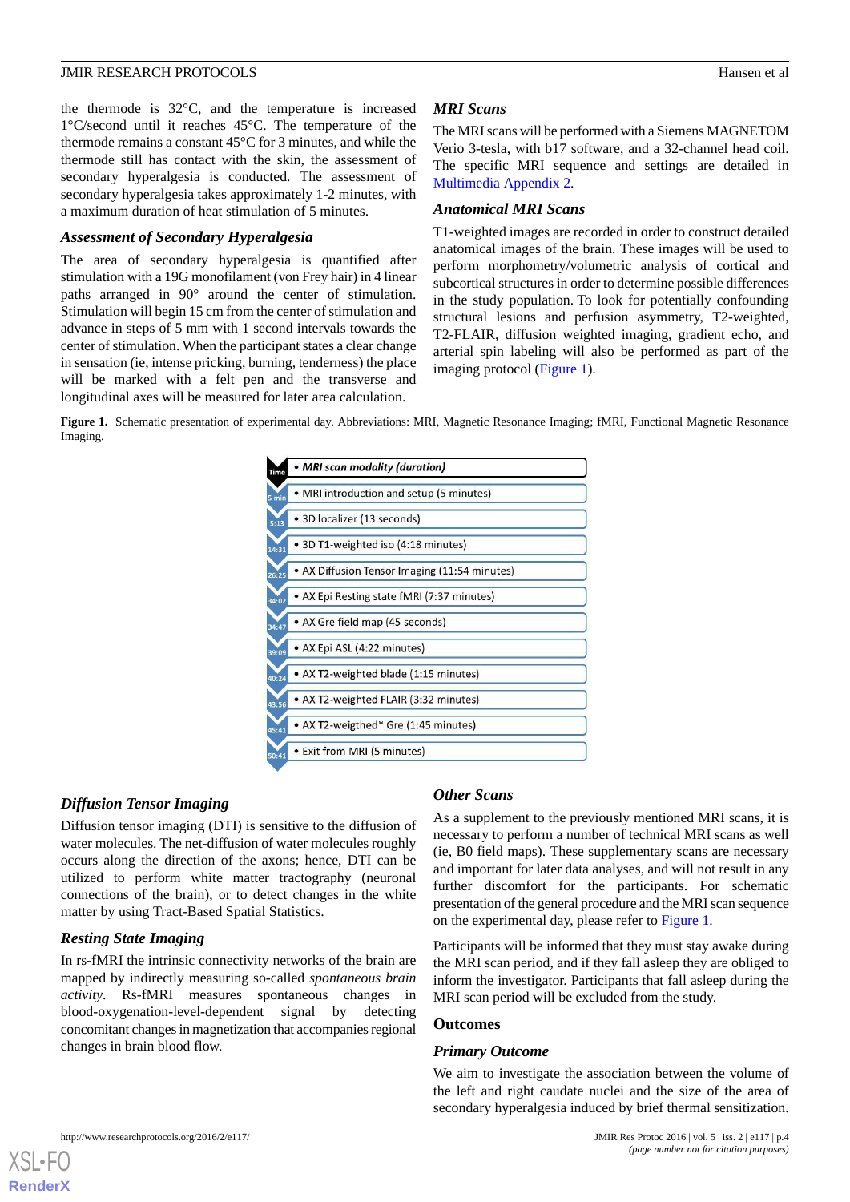the thermode is 32°C, and the temperature is increased 1°C/second until it reaches 45°C. The temperature of the thermode remains a constant 45°C for 3 minutes, and while the thermode still has contact with the skin, the assessment of secondary hyperalgesia is conducted. The assessment of secondary hyperalgesia takes approximately 1-2 minutes, with a maximum duration of heat stimulation of 5 minutes.

### Assessment of Secondary Hyperalgesia

The area of secondary hyperalgesia is quantified after stimulation with a 19G monofilament (von Frey hair) in 4 linear paths arranged in 90° around the center of stimulation. Stimulation will begin 15 cm from the center of stimulation and advance in steps of 5 mm with 1 second intervals towards the center of stimulation. When the participant states a clear change in sensation (ie, intense pricking, burning, tenderness) the place will be marked with a felt pen and the transverse and longitudinal axes will be measured for later area calculation.

### MRI Scans

The MRI scans will be performed with a Siemens MAGNETOM Verio 3-tesla, with b17 software, and a 32-channel head coil. The specific MRI sequence and settings are detailed in Multimedia Appendix 2.

### Anatomical MRI Scans

T1-weighted images are recorded in order to construct detailed anatomical images of the brain. These images will be used to perform morphometry/volumetric analysis of cortical and subcortical structures in order to determine possible differences in the study population. To look for potentially confounding structural lesions and perfusion asymmetry, T2-weighted, T2-FLAIR, diffusion weighted imaging, gradient echo, and arterial spin labeling will also be performed as part of the imaging protocol (Figure 1).

**Figure 1.** Schematic presentation of experimental day. Abbreviations: MRI, Magnetic Resonance Imaging; fMRI, Functional Magnetic Resonance Imaging.

| Time | MRI scan modality (duration) |
|---|---|
| 5 min | MRI introduction and setup (5 minutes) |
| 5:13 | 3D localizer (13 seconds) |
| 14:31 | 3D T1-weighted iso (4:18 minutes) |
| 26:25 | AX Diffusion Tensor Imaging (11:54 minutes) |
| 34:02 | AX Epi Resting state fMRI (7:37 minutes) |
| 34:47 | AX Gre field map (45 seconds) |
| 39:09 | AX Epi ASL (4:22 minutes) |
| 40:24 | AX T2-weighted blade (1:15 minutes) |
| 43:56 | AX T2-weighted FLAIR (3:32 minutes) |
| 45:41 | AX T2-weigthed* Gre (1:45 minutes) |
| 50:41 | Exit from MRI (5 minutes) |

### Diffusion Tensor Imaging

Diffusion tensor imaging (DTI) is sensitive to the diffusion of water molecules. The net-diffusion of water molecules roughly occurs along the direction of the axons; hence, DTI can be utilized to perform white matter tractography (neuronal connections of the brain), or to detect changes in the white matter by using Tract-Based Spatial Statistics.

### Resting State Imaging

In rs-fMRI the intrinsic connectivity networks of the brain are mapped by indirectly measuring so-called *spontaneous brain activity*. Rs-fMRI measures spontaneous changes in blood-oxygenation-level-dependent signal by detecting concomitant changes in magnetization that accompanies regional changes in brain blood flow.

### Other Scans

As a supplement to the previously mentioned MRI scans, it is necessary to perform a number of technical MRI scans as well (ie, B0 field maps). These supplementary scans are necessary and important for later data analyses, and will not result in any further discomfort for the participants. For schematic presentation of the general procedure and the MRI scan sequence on the experimental day, please refer to Figure 1.

Participants will be informed that they must stay awake during the MRI scan period, and if they fall asleep they are obliged to inform the investigator. Participants that fall asleep during the MRI scan period will be excluded from the study.

## Outcomes

### Primary Outcome

We aim to investigate the association between the volume of the left and right caudate nuclei and the size of the area of secondary hyperalgesia induced by brief thermal sensitization.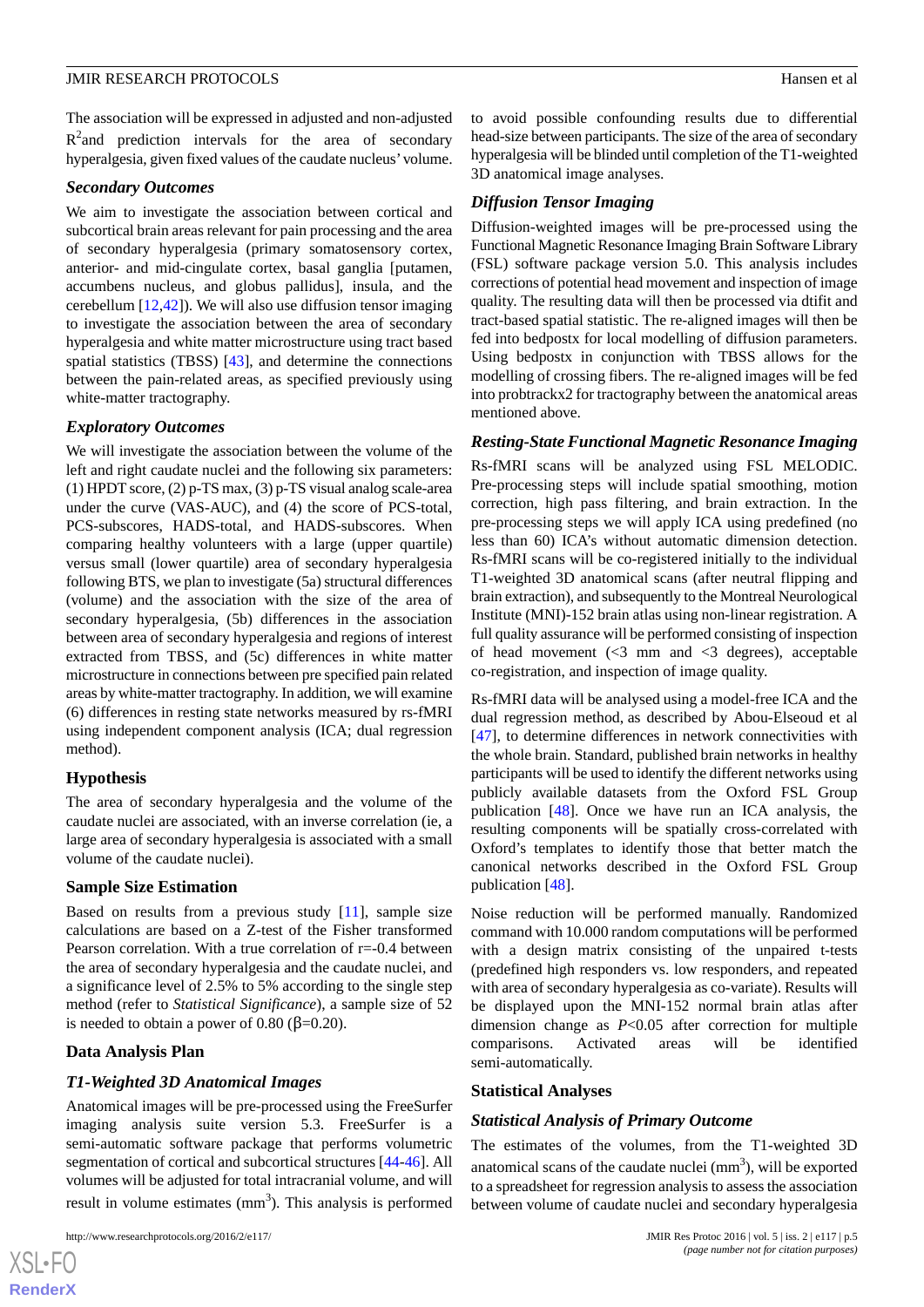The association will be expressed in adjusted and non-adjusted $R^2$and prediction intervals for the area of secondary hyperalgesia, given fixed values of the caudate nucleus' volume.

### Secondary Outcomes

We aim to investigate the association between cortical and subcortical brain areas relevant for pain processing and the area of secondary hyperalgesia (primary somatosensory cortex, anterior- and mid-cingulate cortex, basal ganglia [putamen, accumbens nucleus, and globus pallidus], insula, and the cerebellum [12,42]). We will also use diffusion tensor imaging to investigate the association between the area of secondary hyperalgesia and white matter microstructure using tract based spatial statistics (TBSS) [43], and determine the connections between the pain-related areas, as specified previously using white-matter tractography.

### Exploratory Outcomes

We will investigate the association between the volume of the left and right caudate nuclei and the following six parameters: (1) HPDT score, (2) p-TS max, (3) p-TS visual analog scale-area under the curve (VAS-AUC), and (4) the score of PCS-total, PCS-subscores, HADS-total, and HADS-subscores. When comparing healthy volunteers with a large (upper quartile) versus small (lower quartile) area of secondary hyperalgesia following BTS, we plan to investigate (5a) structural differences (volume) and the association with the size of the area of secondary hyperalgesia, (5b) differences in the association between area of secondary hyperalgesia and regions of interest extracted from TBSS, and (5c) differences in white matter microstructure in connections between pre specified pain related areas by white-matter tractography. In addition, we will examine (6) differences in resting state networks measured by rs-fMRI using independent component analysis (ICA; dual regression method).

## Hypothesis

The area of secondary hyperalgesia and the volume of the caudate nuclei are associated, with an inverse correlation (ie, a large area of secondary hyperalgesia is associated with a small volume of the caudate nuclei).

## Sample Size Estimation

Based on results from a previous study [11], sample size calculations are based on a Z-test of the Fisher transformed Pearson correlation. With a true correlation of r=-0.4 between the area of secondary hyperalgesia and the caudate nuclei, and a significance level of 2.5% to 5% according to the single step method (refer to *Statistical Significance*), a sample size of 52 is needed to obtain a power of 0.80 ($\beta$=0.20).

## Data Analysis Plan

### T1-Weighted 3D Anatomical Images

Anatomical images will be pre-processed using the FreeSurfer imaging analysis suite version 5.3. FreeSurfer is a semi-automatic software package that performs volumetric segmentation of cortical and subcortical structures [44-46]. All volumes will be adjusted for total intracranial volume, and will result in volume estimates (mm$^3$). This analysis is performed to avoid possible confounding results due to differential head-size between participants. The size of the area of secondary hyperalgesia will be blinded until completion of the T1-weighted 3D anatomical image analyses.

### Diffusion Tensor Imaging

Diffusion-weighted images will be pre-processed using the Functional Magnetic Resonance Imaging Brain Software Library (FSL) software package version 5.0. This analysis includes corrections of potential head movement and inspection of image quality. The resulting data will then be processed via dtifit and tract-based spatial statistic. The re-aligned images will then be fed into bedpostx for local modelling of diffusion parameters. Using bedpostx in conjunction with TBSS allows for the modelling of crossing fibers. The re-aligned images will be fed into probtrackx2 for tractography between the anatomical areas mentioned above.

### Resting-State Functional Magnetic Resonance Imaging

Rs-fMRI scans will be analyzed using FSL MELODIC. Pre-processing steps will include spatial smoothing, motion correction, high pass filtering, and brain extraction. In the pre-processing steps we will apply ICA using predefined (no less than 60) ICA's without automatic dimension detection. Rs-fMRI scans will be co-registered initially to the individual T1-weighted 3D anatomical scans (after neutral flipping and brain extraction), and subsequently to the Montreal Neurological Institute (MNI)-152 brain atlas using non-linear registration. A full quality assurance will be performed consisting of inspection of head movement (<3 mm and <3 degrees), acceptable co-registration, and inspection of image quality.

Rs-fMRI data will be analysed using a model-free ICA and the dual regression method, as described by Abou-Elseoud et al [47], to determine differences in network connectivities with the whole brain. Standard, published brain networks in healthy participants will be used to identify the different networks using publicly available datasets from the Oxford FSL Group publication [48]. Once we have run an ICA analysis, the resulting components will be spatially cross-correlated with Oxford's templates to identify those that better match the canonical networks described in the Oxford FSL Group publication [48].

Noise reduction will be performed manually. Randomized command with 10.000 random computations will be performed with a design matrix consisting of the unpaired t-tests (predefined high responders vs. low responders, and repeated with area of secondary hyperalgesia as co-variate). Results will be displayed upon the MNI-152 normal brain atlas after dimension change as $P$<0.05 after correction for multiple comparisons. Activated areas will be identified semi-automatically.

## Statistical Analyses

### Statistical Analysis of Primary Outcome

The estimates of the volumes, from the T1-weighted 3D anatomical scans of the caudate nuclei (mm$^3$), will be exported to a spreadsheet for regression analysis to assess the association between volume of caudate nuclei and secondary hyperalgesia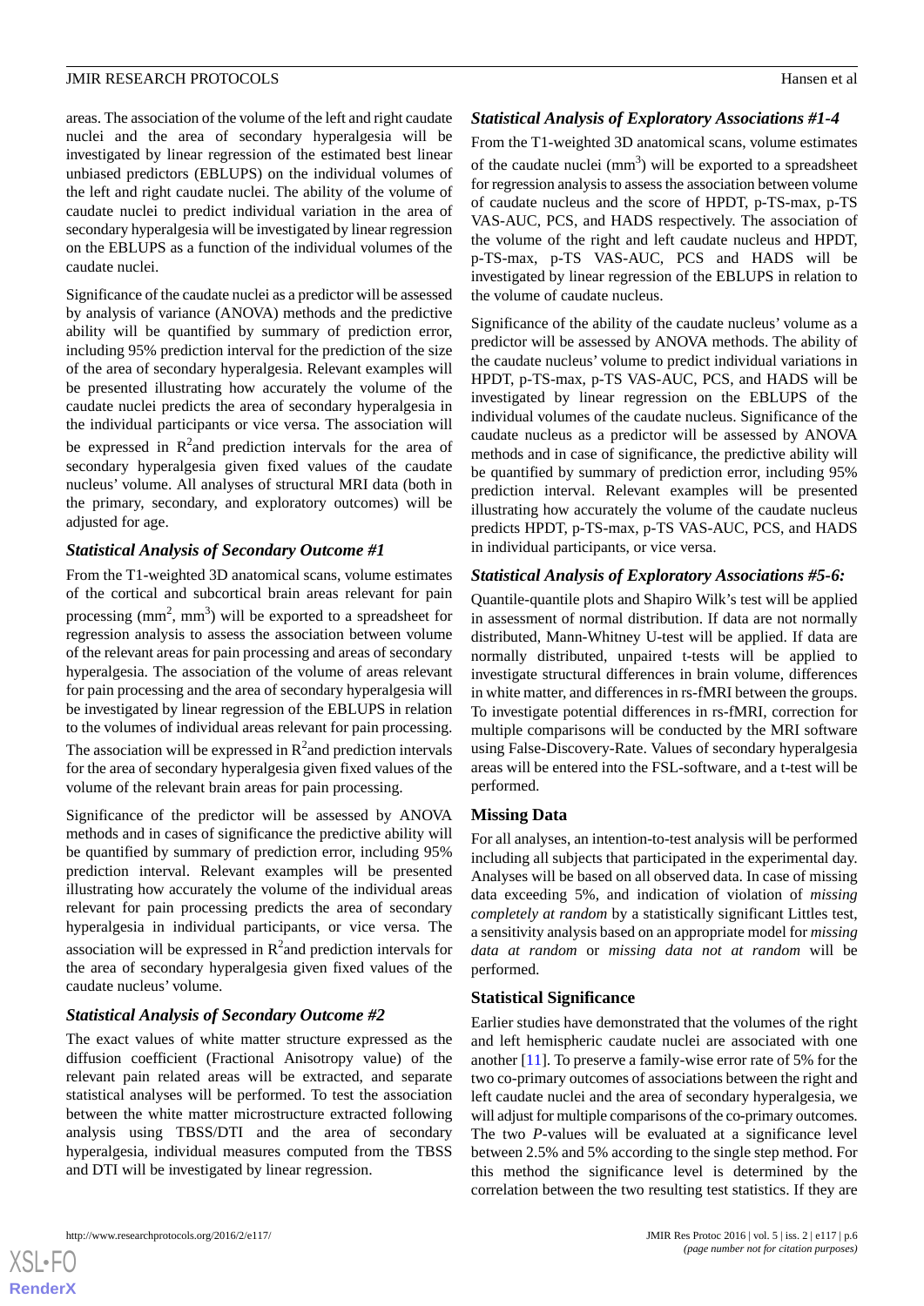areas. The association of the volume of the left and right caudate nuclei and the area of secondary hyperalgesia will be investigated by linear regression of the estimated best linear unbiased predictors (EBLUPS) on the individual volumes of the left and right caudate nuclei. The ability of the volume of caudate nuclei to predict individual variation in the area of secondary hyperalgesia will be investigated by linear regression on the EBLUPS as a function of the individual volumes of the caudate nuclei.

Significance of the caudate nuclei as a predictor will be assessed by analysis of variance (ANOVA) methods and the predictive ability will be quantified by summary of prediction error, including 95% prediction interval for the prediction of the size of the area of secondary hyperalgesia. Relevant examples will be presented illustrating how accurately the volume of the caudate nuclei predicts the area of secondary hyperalgesia in the individual participants or vice versa. The association will be expressed in $R^2$and prediction intervals for the area of secondary hyperalgesia given fixed values of the caudate nucleus' volume. All analyses of structural MRI data (both in the primary, secondary, and exploratory outcomes) will be adjusted for age.

### Statistical Analysis of Secondary Outcome #1

From the T1-weighted 3D anatomical scans, volume estimates of the cortical and subcortical brain areas relevant for pain processing ($mm^2$, $mm^3$) will be exported to a spreadsheet for regression analysis to assess the association between volume of the relevant areas for pain processing and areas of secondary hyperalgesia. The association of the volume of areas relevant for pain processing and the area of secondary hyperalgesia will be investigated by linear regression of the EBLUPS in relation to the volumes of individual areas relevant for pain processing. The association will be expressed in $R^2$and prediction intervals for the area of secondary hyperalgesia given fixed values of the volume of the relevant brain areas for pain processing.

Significance of the predictor will be assessed by ANOVA methods and in cases of significance the predictive ability will be quantified by summary of prediction error, including 95% prediction interval. Relevant examples will be presented illustrating how accurately the volume of the individual areas relevant for pain processing predicts the area of secondary hyperalgesia in individual participants, or vice versa. The association will be expressed in $R^2$and prediction intervals for the area of secondary hyperalgesia given fixed values of the caudate nucleus' volume.

### Statistical Analysis of Secondary Outcome #2

The exact values of white matter structure expressed as the diffusion coefficient (Fractional Anisotropy value) of the relevant pain related areas will be extracted, and separate statistical analyses will be performed. To test the association between the white matter microstructure extracted following analysis using TBSS/DTI and the area of secondary hyperalgesia, individual measures computed from the TBSS and DTI will be investigated by linear regression.

### Statistical Analysis of Exploratory Associations #1-4

From the T1-weighted 3D anatomical scans, volume estimates of the caudate nuclei ($mm^3$) will be exported to a spreadsheet for regression analysis to assess the association between volume of caudate nucleus and the score of HPDT, p-TS-max, p-TS VAS-AUC, PCS, and HADS respectively. The association of the volume of the right and left caudate nucleus and HPDT, p-TS-max, p-TS VAS-AUC, PCS and HADS will be investigated by linear regression of the EBLUPS in relation to the volume of caudate nucleus.

Significance of the ability of the caudate nucleus' volume as a predictor will be assessed by ANOVA methods. The ability of the caudate nucleus' volume to predict individual variations in HPDT, p-TS-max, p-TS VAS-AUC, PCS, and HADS will be investigated by linear regression on the EBLUPS of the individual volumes of the caudate nucleus. Significance of the caudate nucleus as a predictor will be assessed by ANOVA methods and in case of significance, the predictive ability will be quantified by summary of prediction error, including 95% prediction interval. Relevant examples will be presented illustrating how accurately the volume of the caudate nucleus predicts HPDT, p-TS-max, p-TS VAS-AUC, PCS, and HADS in individual participants, or vice versa.

### Statistical Analysis of Exploratory Associations #5-6:

Quantile-quantile plots and Shapiro Wilk's test will be applied in assessment of normal distribution. If data are not normally distributed, Mann-Whitney U-test will be applied. If data are normally distributed, unpaired t-tests will be applied to investigate structural differences in brain volume, differences in white matter, and differences in rs-fMRI between the groups. To investigate potential differences in rs-fMRI, correction for multiple comparisons will be conducted by the MRI software using False-Discovery-Rate. Values of secondary hyperalgesia areas will be entered into the FSL-software, and a t-test will be performed.

## Missing Data

For all analyses, an intention-to-test analysis will be performed including all subjects that participated in the experimental day. Analyses will be based on all observed data. In case of missing data exceeding 5%, and indication of violation of *missing completely at random* by a statistically significant Littles test, a sensitivity analysis based on an appropriate model for *missing data at random* or *missing data not at random* will be performed.

## Statistical Significance

Earlier studies have demonstrated that the volumes of the right and left hemispheric caudate nuclei are associated with one another [11]. To preserve a family-wise error rate of 5% for the two co-primary outcomes of associations between the right and left caudate nuclei and the area of secondary hyperalgesia, we will adjust for multiple comparisons of the co-primary outcomes. The two *P*-values will be evaluated at a significance level between 2.5% and 5% according to the single step method. For this method the significance level is determined by the correlation between the two resulting test statistics. If they are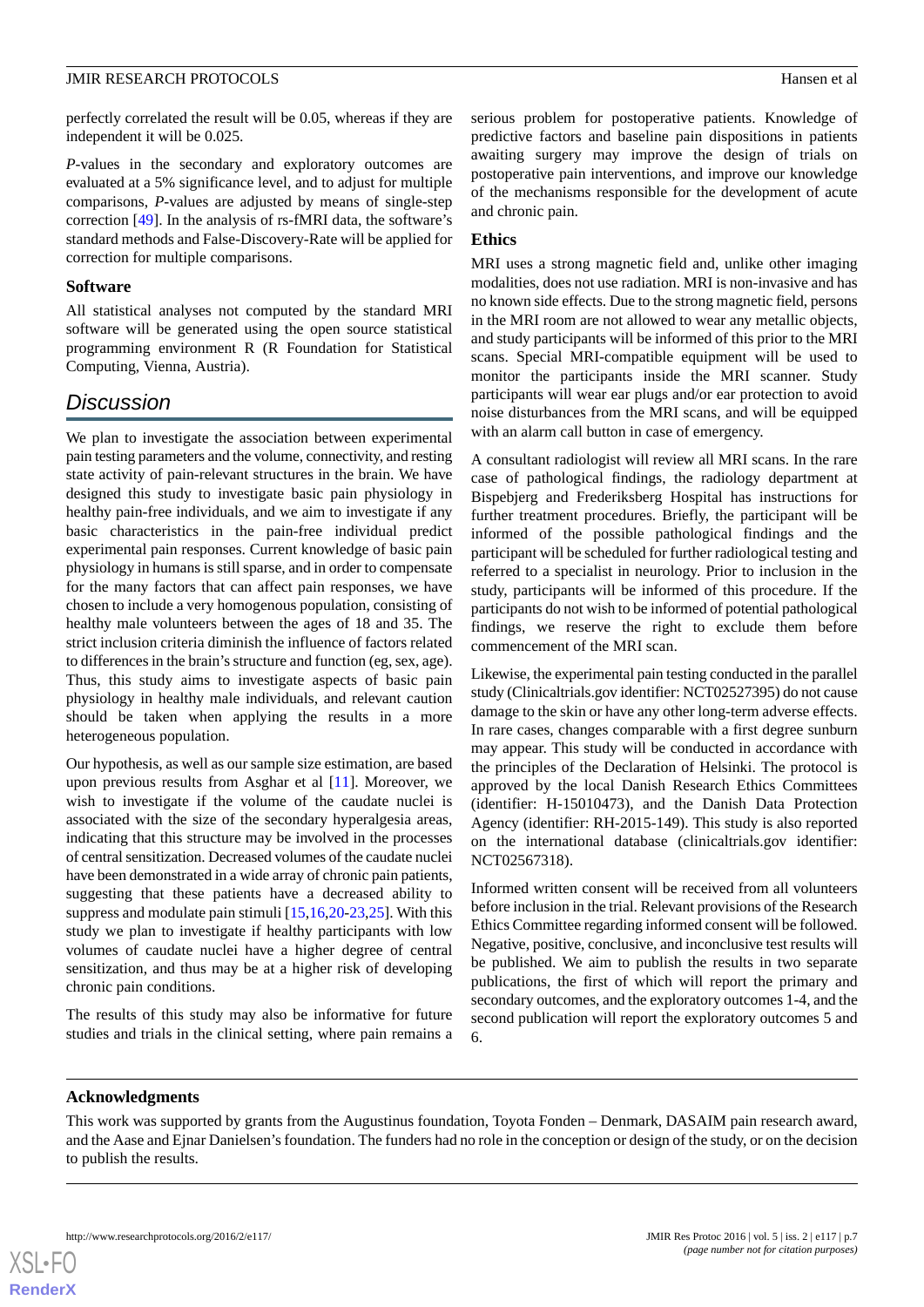perfectly correlated the result will be 0.05, whereas if they are independent it will be 0.025.

*P*-values in the secondary and exploratory outcomes are evaluated at a 5% significance level, and to adjust for multiple comparisons, *P*-values are adjusted by means of single-step correction [49]. In the analysis of rs-fMRI data, the software's standard methods and False-Discovery-Rate will be applied for correction for multiple comparisons.

### Software

All statistical analyses not computed by the standard MRI software will be generated using the open source statistical programming environment R (R Foundation for Statistical Computing, Vienna, Austria).

## Discussion

We plan to investigate the association between experimental pain testing parameters and the volume, connectivity, and resting state activity of pain-relevant structures in the brain. We have designed this study to investigate basic pain physiology in healthy pain-free individuals, and we aim to investigate if any basic characteristics in the pain-free individual predict experimental pain responses. Current knowledge of basic pain physiology in humans is still sparse, and in order to compensate for the many factors that can affect pain responses, we have chosen to include a very homogenous population, consisting of healthy male volunteers between the ages of 18 and 35. The strict inclusion criteria diminish the influence of factors related to differences in the brain's structure and function (eg, sex, age). Thus, this study aims to investigate aspects of basic pain physiology in healthy male individuals, and relevant caution should be taken when applying the results in a more heterogeneous population.

Our hypothesis, as well as our sample size estimation, are based upon previous results from Asghar et al [11]. Moreover, we wish to investigate if the volume of the caudate nuclei is associated with the size of the secondary hyperalgesia areas, indicating that this structure may be involved in the processes of central sensitization. Decreased volumes of the caudate nuclei have been demonstrated in a wide array of chronic pain patients, suggesting that these patients have a decreased ability to suppress and modulate pain stimuli [15,16,20-23,25]. With this study we plan to investigate if healthy participants with low volumes of caudate nuclei have a higher degree of central sensitization, and thus may be at a higher risk of developing chronic pain conditions.

The results of this study may also be informative for future studies and trials in the clinical setting, where pain remains a serious problem for postoperative patients. Knowledge of predictive factors and baseline pain dispositions in patients awaiting surgery may improve the design of trials on postoperative pain interventions, and improve our knowledge of the mechanisms responsible for the development of acute and chronic pain.

### Ethics

MRI uses a strong magnetic field and, unlike other imaging modalities, does not use radiation. MRI is non-invasive and has no known side effects. Due to the strong magnetic field, persons in the MRI room are not allowed to wear any metallic objects, and study participants will be informed of this prior to the MRI scans. Special MRI-compatible equipment will be used to monitor the participants inside the MRI scanner. Study participants will wear ear plugs and/or ear protection to avoid noise disturbances from the MRI scans, and will be equipped with an alarm call button in case of emergency.

A consultant radiologist will review all MRI scans. In the rare case of pathological findings, the radiology department at Bispebjerg and Frederiksberg Hospital has instructions for further treatment procedures. Briefly, the participant will be informed of the possible pathological findings and the participant will be scheduled for further radiological testing and referred to a specialist in neurology. Prior to inclusion in the study, participants will be informed of this procedure. If the participants do not wish to be informed of potential pathological findings, we reserve the right to exclude them before commencement of the MRI scan.

Likewise, the experimental pain testing conducted in the parallel study (Clinicaltrials.gov identifier: NCT02527395) do not cause damage to the skin or have any other long-term adverse effects. In rare cases, changes comparable with a first degree sunburn may appear. This study will be conducted in accordance with the principles of the Declaration of Helsinki. The protocol is approved by the local Danish Research Ethics Committees (identifier: H-15010473), and the Danish Data Protection Agency (identifier: RH-2015-149). This study is also reported on the international database (clinicaltrials.gov identifier: NCT02567318).

Informed written consent will be received from all volunteers before inclusion in the trial. Relevant provisions of the Research Ethics Committee regarding informed consent will be followed. Negative, positive, conclusive, and inconclusive test results will be published. We aim to publish the results in two separate publications, the first of which will report the primary and secondary outcomes, and the exploratory outcomes 1-4, and the second publication will report the exploratory outcomes 5 and 6.

## Acknowledgments

This work was supported by grants from the Augustinus foundation, Toyota Fonden – Denmark, DASAIM pain research award, and the Aase and Ejnar Danielsen's foundation. The funders had no role in the conception or design of the study, or on the decision to publish the results.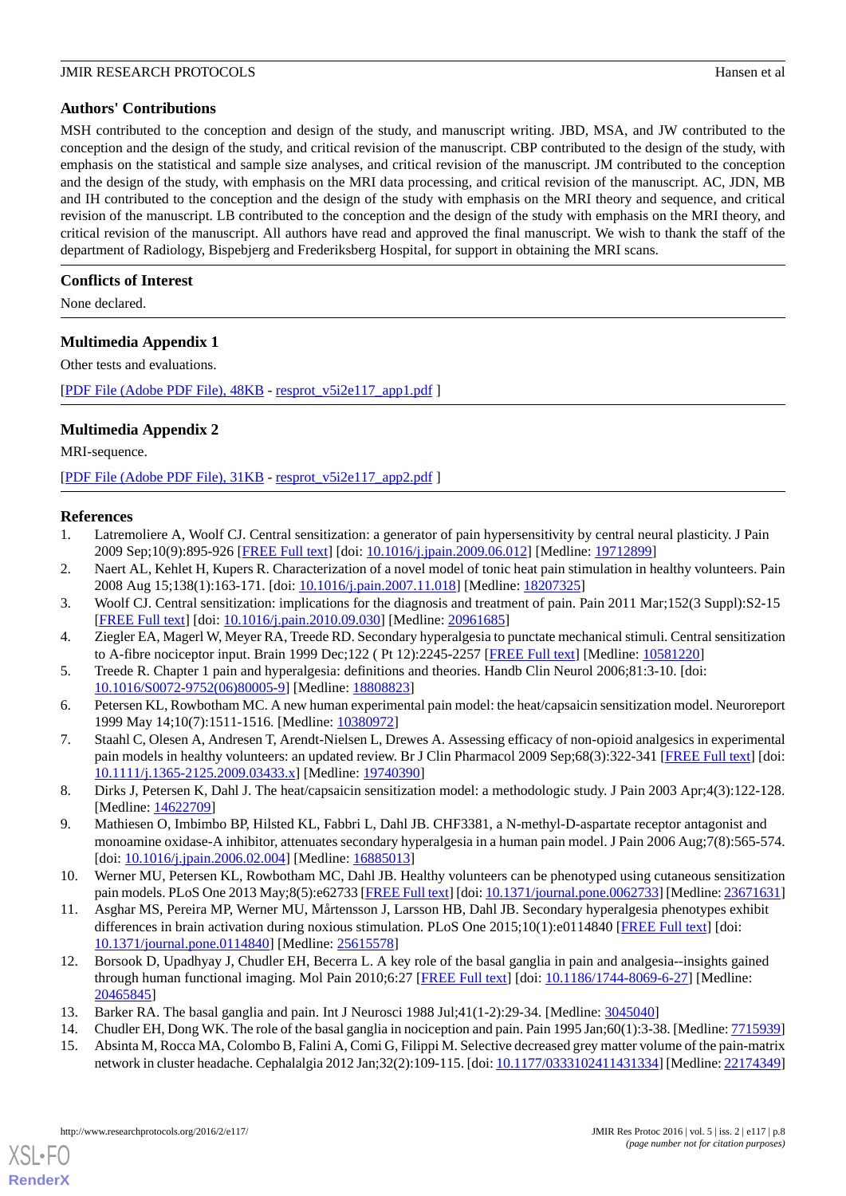## Authors' Contributions

MSH contributed to the conception and design of the study, and manuscript writing. JBD, MSA, and JW contributed to the conception and the design of the study, and critical revision of the manuscript. CBP contributed to the design of the study, with emphasis on the statistical and sample size analyses, and critical revision of the manuscript. JM contributed to the conception and the design of the study, with emphasis on the MRI data processing, and critical revision of the manuscript. AC, JDN, MB and IH contributed to the conception and the design of the study with emphasis on the MRI theory and sequence, and critical revision of the manuscript. LB contributed to the conception and the design of the study with emphasis on the MRI theory, and critical revision of the manuscript. All authors have read and approved the final manuscript. We wish to thank the staff of the department of Radiology, Bispebjerg and Frederiksberg Hospital, for support in obtaining the MRI scans.

## Conflicts of Interest

None declared.

## Multimedia Appendix 1

Other tests and evaluations.

[PDF File (Adobe PDF File), 48KB - resprot_v5i2e117_app1.pdf ]

## Multimedia Appendix 2

MRI-sequence.

[PDF File (Adobe PDF File), 31KB - resprot_v5i2e117_app2.pdf ]

## References

1. Latremoliere A, Woolf CJ. Central sensitization: a generator of pain hypersensitivity by central neural plasticity. J Pain 2009 Sep;10(9):895-926 [FREE Full text] [doi: 10.1016/j.jpain.2009.06.012] [Medline: 19712899]
2. Naert AL, Kehlet H, Kupers R. Characterization of a novel model of tonic heat pain stimulation in healthy volunteers. Pain 2008 Aug 15;138(1):163-171. [doi: 10.1016/j.pain.2007.11.018] [Medline: 18207325]
3. Woolf CJ. Central sensitization: implications for the diagnosis and treatment of pain. Pain 2011 Mar;152(3 Suppl):S2-15 [FREE Full text] [doi: 10.1016/j.pain.2010.09.030] [Medline: 20961685]
4. Ziegler EA, Magerl W, Meyer RA, Treede RD. Secondary hyperalgesia to punctate mechanical stimuli. Central sensitization to A-fibre nociceptor input. Brain 1999 Dec;122 ( Pt 12):2245-2257 [FREE Full text] [Medline: 10581220]
5. Treede R. Chapter 1 pain and hyperalgesia: definitions and theories. Handb Clin Neurol 2006;81:3-10. [doi: 10.1016/S0072-9752(06)80005-9] [Medline: 18808823]
6. Petersen KL, Rowbotham MC. A new human experimental pain model: the heat/capsaicin sensitization model. Neuroreport 1999 May 14;10(7):1511-1516. [Medline: 10380972]
7. Staahl C, Olesen A, Andresen T, Arendt-Nielsen L, Drewes A. Assessing efficacy of non-opioid analgesics in experimental pain models in healthy volunteers: an updated review. Br J Clin Pharmacol 2009 Sep;68(3):322-341 [FREE Full text] [doi: 10.1111/j.1365-2125.2009.03433.x] [Medline: 19740390]
8. Dirks J, Petersen K, Dahl J. The heat/capsaicin sensitization model: a methodologic study. J Pain 2003 Apr;4(3):122-128. [Medline: 14622709]
9. Mathiesen O, Imbimbo BP, Hilsted KL, Fabbri L, Dahl JB. CHF3381, a N-methyl-D-aspartate receptor antagonist and monoamine oxidase-A inhibitor, attenuates secondary hyperalgesia in a human pain model. J Pain 2006 Aug;7(8):565-574. [doi: 10.1016/j.jpain.2006.02.004] [Medline: 16885013]
10. Werner MU, Petersen KL, Rowbotham MC, Dahl JB. Healthy volunteers can be phenotyped using cutaneous sensitization pain models. PLoS One 2013 May;8(5):e62733 [FREE Full text] [doi: 10.1371/journal.pone.0062733] [Medline: 23671631]
11. Asghar MS, Pereira MP, Werner MU, Mårtensson J, Larsson HB, Dahl JB. Secondary hyperalgesia phenotypes exhibit differences in brain activation during noxious stimulation. PLoS One 2015;10(1):e0114840 [FREE Full text] [doi: 10.1371/journal.pone.0114840] [Medline: 25615578]
12. Borsook D, Upadhyay J, Chudler EH, Becerra L. A key role of the basal ganglia in pain and analgesia--insights gained through human functional imaging. Mol Pain 2010;6:27 [FREE Full text] [doi: 10.1186/1744-8069-6-27] [Medline: 20465845]
13. Barker RA. The basal ganglia and pain. Int J Neurosci 1988 Jul;41(1-2):29-34. [Medline: 3045040]
14. Chudler EH, Dong WK. The role of the basal ganglia in nociception and pain. Pain 1995 Jan;60(1):3-38. [Medline: 7715939]
15. Absinta M, Rocca MA, Colombo B, Falini A, Comi G, Filippi M. Selective decreased grey matter volume of the pain-matrix network in cluster headache. Cephalalgia 2012 Jan;32(2):109-115. [doi: 10.1177/0333102411431334] [Medline: 22174349]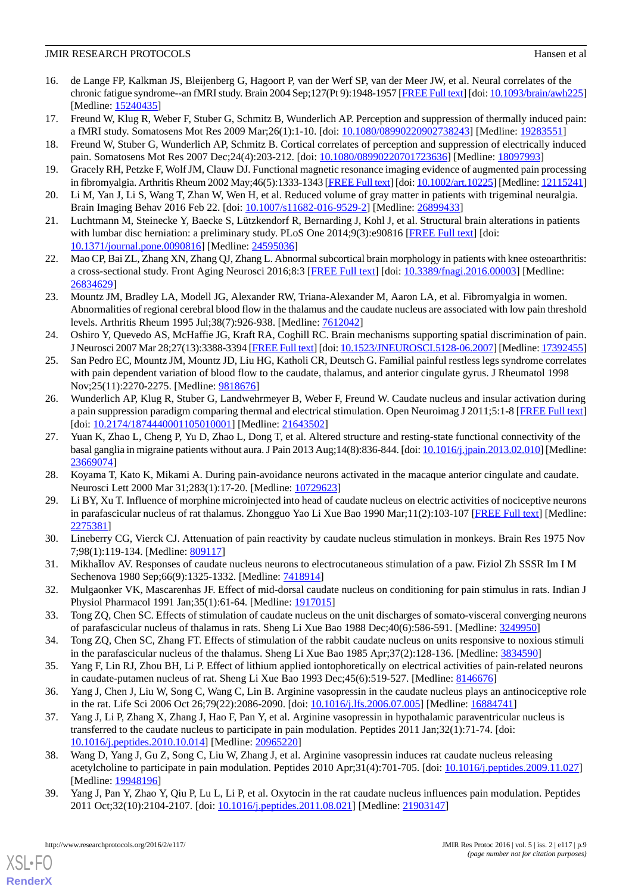16. de Lange FP, Kalkman JS, Bleijenberg G, Hagoort P, van der Werf SP, van der Meer JW, et al. Neural correlates of the chronic fatigue syndrome--an fMRI study. Brain 2004 Sep;127(Pt 9):1948-1957 [FREE Full text] [doi: 10.1093/brain/awh225] [Medline: 15240435]
17. Freund W, Klug R, Weber F, Stuber G, Schmitz B, Wunderlich AP. Perception and suppression of thermally induced pain: a fMRI study. Somatosens Mot Res 2009 Mar;26(1):1-10. [doi: 10.1080/08990220902738243] [Medline: 19283551]
18. Freund W, Stuber G, Wunderlich AP, Schmitz B. Cortical correlates of perception and suppression of electrically induced pain. Somatosens Mot Res 2007 Dec;24(4):203-212. [doi: 10.1080/08990220701723636] [Medline: 18097993]
19. Gracely RH, Petzke F, Wolf JM, Clauw DJ. Functional magnetic resonance imaging evidence of augmented pain processing in fibromyalgia. Arthritis Rheum 2002 May;46(5):1333-1343 [FREE Full text] [doi: 10.1002/art.10225] [Medline: 12115241]
20. Li M, Yan J, Li S, Wang T, Zhan W, Wen H, et al. Reduced volume of gray matter in patients with trigeminal neuralgia. Brain Imaging Behav 2016 Feb 22. [doi: 10.1007/s11682-016-9529-2] [Medline: 26899433]
21. Luchtmann M, Steinecke Y, Baecke S, Lützkendorf R, Bernarding J, Kohl J, et al. Structural brain alterations in patients with lumbar disc herniation: a preliminary study. PLoS One 2014;9(3):e90816 [FREE Full text] [doi: 10.1371/journal.pone.0090816] [Medline: 24595036]
22. Mao CP, Bai ZL, Zhang XN, Zhang QJ, Zhang L. Abnormal subcortical brain morphology in patients with knee osteoarthritis: a cross-sectional study. Front Aging Neurosci 2016;8:3 [FREE Full text] [doi: 10.3389/fnagi.2016.00003] [Medline: 26834629]
23. Mountz JM, Bradley LA, Modell JG, Alexander RW, Triana-Alexander M, Aaron LA, et al. Fibromyalgia in women. Abnormalities of regional cerebral blood flow in the thalamus and the caudate nucleus are associated with low pain threshold levels. Arthritis Rheum 1995 Jul;38(7):926-938. [Medline: 7612042]
24. Oshiro Y, Quevedo AS, McHaffie JG, Kraft RA, Coghill RC. Brain mechanisms supporting spatial discrimination of pain. J Neurosci 2007 Mar 28;27(13):3388-3394 [FREE Full text] [doi: 10.1523/JNEUROSCI.5128-06.2007] [Medline: 17392455]
25. San Pedro EC, Mountz JM, Mountz JD, Liu HG, Katholi CR, Deutsch G. Familial painful restless legs syndrome correlates with pain dependent variation of blood flow to the caudate, thalamus, and anterior cingulate gyrus. J Rheumatol 1998 Nov;25(11):2270-2275. [Medline: 9818676]
26. Wunderlich AP, Klug R, Stuber G, Landwehrmeyer B, Weber F, Freund W. Caudate nucleus and insular activation during a pain suppression paradigm comparing thermal and electrical stimulation. Open Neuroimag J 2011;5:1-8 [FREE Full text] [doi: 10.2174/1874440001105010001] [Medline: 21643502]
27. Yuan K, Zhao L, Cheng P, Yu D, Zhao L, Dong T, et al. Altered structure and resting-state functional connectivity of the basal ganglia in migraine patients without aura. J Pain 2013 Aug;14(8):836-844. [doi: 10.1016/j.jpain.2013.02.010] [Medline: 23669074]
28. Koyama T, Kato K, Mikami A. During pain-avoidance neurons activated in the macaque anterior cingulate and caudate. Neurosci Lett 2000 Mar 31;283(1):17-20. [Medline: 10729623]
29. Li BY, Xu T. Influence of morphine microinjected into head of caudate nucleus on electric activities of nociceptive neurons in parafascicular nucleus of rat thalamus. Zhongguo Yao Li Xue Bao 1990 Mar;11(2):103-107 [FREE Full text] [Medline: 2275381]
30. Lineberry CG, Vierck CJ. Attenuation of pain reactivity by caudate nucleus stimulation in monkeys. Brain Res 1975 Nov 7;98(1):119-134. [Medline: 809117]
31. Mikhaĭlov AV. Responses of caudate nucleus neurons to electrocutaneous stimulation of a paw. Fiziol Zh SSSR Im I M Sechenova 1980 Sep;66(9):1325-1332. [Medline: 7418914]
32. Mulgaonker VK, Mascarenhas JF. Effect of mid-dorsal caudate nucleus on conditioning for pain stimulus in rats. Indian J Physiol Pharmacol 1991 Jan;35(1):61-64. [Medline: 1917015]
33. Tong ZQ, Chen SC. Effects of stimulation of caudate nucleus on the unit discharges of somato-visceral converging neurons of parafascicular nucleus of thalamus in rats. Sheng Li Xue Bao 1988 Dec;40(6):586-591. [Medline: 3249950]
34. Tong ZQ, Chen SC, Zhang FT. Effects of stimulation of the rabbit caudate nucleus on units responsive to noxious stimuli in the parafascicular nucleus of the thalamus. Sheng Li Xue Bao 1985 Apr;37(2):128-136. [Medline: 3834590]
35. Yang F, Lin RJ, Zhou BH, Li P. Effect of lithium applied iontophoretically on electrical activities of pain-related neurons in caudate-putamen nucleus of rat. Sheng Li Xue Bao 1993 Dec;45(6):519-527. [Medline: 8146676]
36. Yang J, Chen J, Liu W, Song C, Wang C, Lin B. Arginine vasopressin in the caudate nucleus plays an antinociceptive role in the rat. Life Sci 2006 Oct 26;79(22):2086-2090. [doi: 10.1016/j.lfs.2006.07.005] [Medline: 16884741]
37. Yang J, Li P, Zhang X, Zhang J, Hao F, Pan Y, et al. Arginine vasopressin in hypothalamic paraventricular nucleus is transferred to the caudate nucleus to participate in pain modulation. Peptides 2011 Jan;32(1):71-74. [doi: 10.1016/j.peptides.2010.10.014] [Medline: 20965220]
38. Wang D, Yang J, Gu Z, Song C, Liu W, Zhang J, et al. Arginine vasopressin induces rat caudate nucleus releasing acetylcholine to participate in pain modulation. Peptides 2010 Apr;31(4):701-705. [doi: 10.1016/j.peptides.2009.11.027] [Medline: 19948196]
39. Yang J, Pan Y, Zhao Y, Qiu P, Lu L, Li P, et al. Oxytocin in the rat caudate nucleus influences pain modulation. Peptides 2011 Oct;32(10):2104-2107. [doi: 10.1016/j.peptides.2011.08.021] [Medline: 21903147]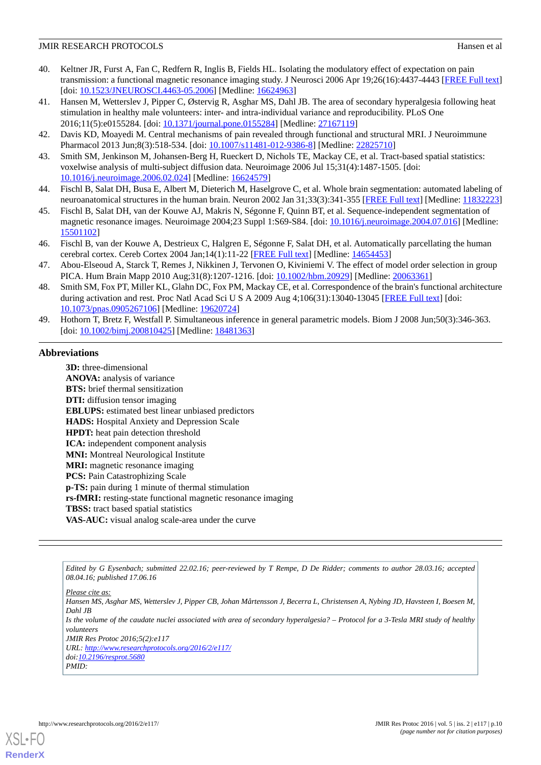40. Keltner JR, Furst A, Fan C, Redfern R, Inglis B, Fields HL. Isolating the modulatory effect of expectation on pain transmission: a functional magnetic resonance imaging study. J Neurosci 2006 Apr 19;26(16):4437-4443 [FREE Full text] [doi: 10.1523/JNEUROSCI.4463-05.2006] [Medline: 16624963]
41. Hansen M, Wetterslev J, Pipper C, Østervig R, Asghar MS, Dahl JB. The area of secondary hyperalgesia following heat stimulation in healthy male volunteers: inter- and intra-individual variance and reproducibility. PLoS One 2016;11(5):e0155284. [doi: 10.1371/journal.pone.0155284] [Medline: 27167119]
42. Davis KD, Moayedi M. Central mechanisms of pain revealed through functional and structural MRI. J Neuroimmune Pharmacol 2013 Jun;8(3):518-534. [doi: 10.1007/s11481-012-9386-8] [Medline: 22825710]
43. Smith SM, Jenkinson M, Johansen-Berg H, Rueckert D, Nichols TE, Mackay CE, et al. Tract-based spatial statistics: voxelwise analysis of multi-subject diffusion data. Neuroimage 2006 Jul 15;31(4):1487-1505. [doi: 10.1016/j.neuroimage.2006.02.024] [Medline: 16624579]
44. Fischl B, Salat DH, Busa E, Albert M, Dieterich M, Haselgrove C, et al. Whole brain segmentation: automated labeling of neuroanatomical structures in the human brain. Neuron 2002 Jan 31;33(3):341-355 [FREE Full text] [Medline: 11832223]
45. Fischl B, Salat DH, van der Kouwe AJ, Makris N, Ségonne F, Quinn BT, et al. Sequence-independent segmentation of magnetic resonance images. Neuroimage 2004;23 Suppl 1:S69-S84. [doi: 10.1016/j.neuroimage.2004.07.016] [Medline: 15501102]
46. Fischl B, van der Kouwe A, Destrieux C, Halgren E, Ségonne F, Salat DH, et al. Automatically parcellating the human cerebral cortex. Cereb Cortex 2004 Jan;14(1):11-22 [FREE Full text] [Medline: 14654453]
47. Abou-Elseoud A, Starck T, Remes J, Nikkinen J, Tervonen O, Kiviniemi V. The effect of model order selection in group PICA. Hum Brain Mapp 2010 Aug;31(8):1207-1216. [doi: 10.1002/hbm.20929] [Medline: 20063361]
48. Smith SM, Fox PT, Miller KL, Glahn DC, Fox PM, Mackay CE, et al. Correspondence of the brain's functional architecture during activation and rest. Proc Natl Acad Sci U S A 2009 Aug 4;106(31):13040-13045 [FREE Full text] [doi: 10.1073/pnas.0905267106] [Medline: 19620724]
49. Hothorn T, Bretz F, Westfall P. Simultaneous inference in general parametric models. Biom J 2008 Jun;50(3):346-363. [doi: 10.1002/bimj.200810425] [Medline: 18481363]

## Abbreviations

**3D:** three-dimensional
**ANOVA:** analysis of variance
**BTS:** brief thermal sensitization
**DTI:** diffusion tensor imaging
**EBLUPS:** estimated best linear unbiased predictors
**HADS:** Hospital Anxiety and Depression Scale
**HPDT:** heat pain detection threshold
**ICA:** independent component analysis
**MNI:** Montreal Neurological Institute
**MRI:** magnetic resonance imaging
**PCS:** Pain Catastrophizing Scale
**p-TS:** pain during 1 minute of thermal stimulation
**rs-fMRI:** resting-state functional magnetic resonance imaging
**TBSS:** tract based spatial statistics
**VAS-AUC:** visual analog scale-area under the curve

*Edited by G Eysenbach; submitted 22.02.16; peer-reviewed by T Rempe, D De Ridder; comments to author 28.03.16; accepted 08.04.16; published 17.06.16*

*Please cite as:*
*Hansen MS, Asghar MS, Wetterslev J, Pipper CB, Johan Mårtensson J, Becerra L, Christensen A, Nybing JD, Havsteen I, Boesen M, Dahl JB*
*Is the volume of the caudate nuclei associated with area of secondary hyperalgesia? – Protocol for a 3-Tesla MRI study of healthy volunteers*
*JMIR Res Protoc 2016;5(2):e117*
*URL: http://www.researchprotocols.org/2016/2/e117/*
*doi:10.2196/resprot.5680*
*PMID:*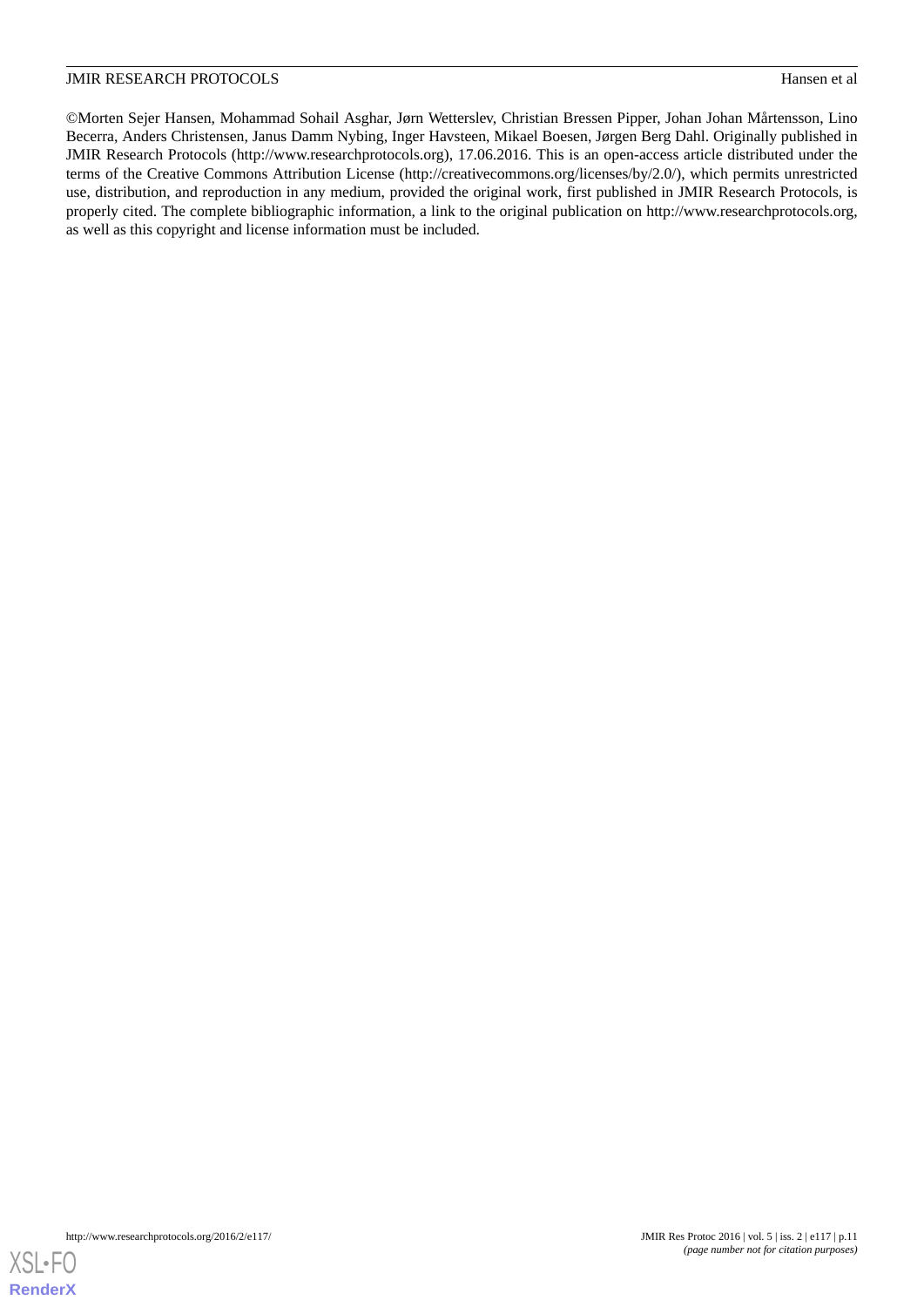©Morten Sejer Hansen, Mohammad Sohail Asghar, Jørn Wetterslev, Christian Bressen Pipper, Johan Johan Mårtensson, Lino Becerra, Anders Christensen, Janus Damm Nybing, Inger Havsteen, Mikael Boesen, Jørgen Berg Dahl. Originally published in JMIR Research Protocols (http://www.researchprotocols.org), 17.06.2016. This is an open-access article distributed under the terms of the Creative Commons Attribution License (http://creativecommons.org/licenses/by/2.0/), which permits unrestricted use, distribution, and reproduction in any medium, provided the original work, first published in JMIR Research Protocols, is properly cited. The complete bibliographic information, a link to the original publication on http://www.researchprotocols.org, as well as this copyright and license information must be included.